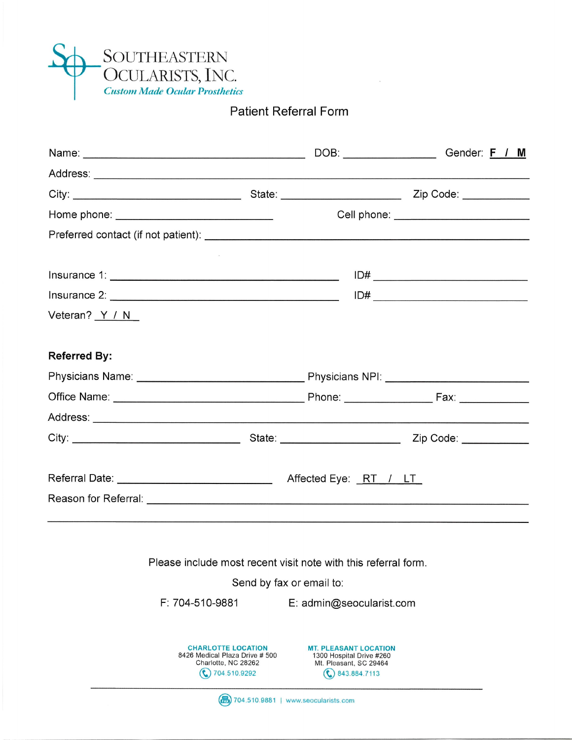# SOUTHEASTERN OCULARISTS, INC.

*Custom Made Ocular Prosthetics*

## Patient Referral Form

Name: ______________________________ DOB: ______________ Gender: F / M

Address: ______________________________________________________________

City: ______________________ State: ____________________ Zip Code: __________

Home phone: ______________________ Cell phone: ______________________

Preferred contact (if not patient): ____________________________________________

Insurance 1: ______________________________ ID# ______________________

Insurance 2: ______________________________ ID# ______________________

Veteran? Y / N

**Referred By:**

Physicians Name: ______________________ Physicians NPI: ______________________

Office Name: ______________________ Phone: ______________ Fax: __________

Address: ______________________________________________________________

City: ______________________ State: ____________________ Zip Code: __________

Referral Date: ______________________ Affected Eye: RT / LT

Reason for Referral: ______________________________________________________

______________________________________________________________________

Please include most recent visit note with this referral form.

Send by fax or email to:

F: 704-510-9881 E: admin@seocularist.com

**CHARLOTTE LOCATION**
8426 Medical Plaza Drive # 500
Charlotte, NC 28262
704.510.9292

**MT. PLEASANT LOCATION**
1300 Hospital Drive #260
Mt. Pleasant, SC 29464
843.884.7113

704.510.9881 | www.seocularists.com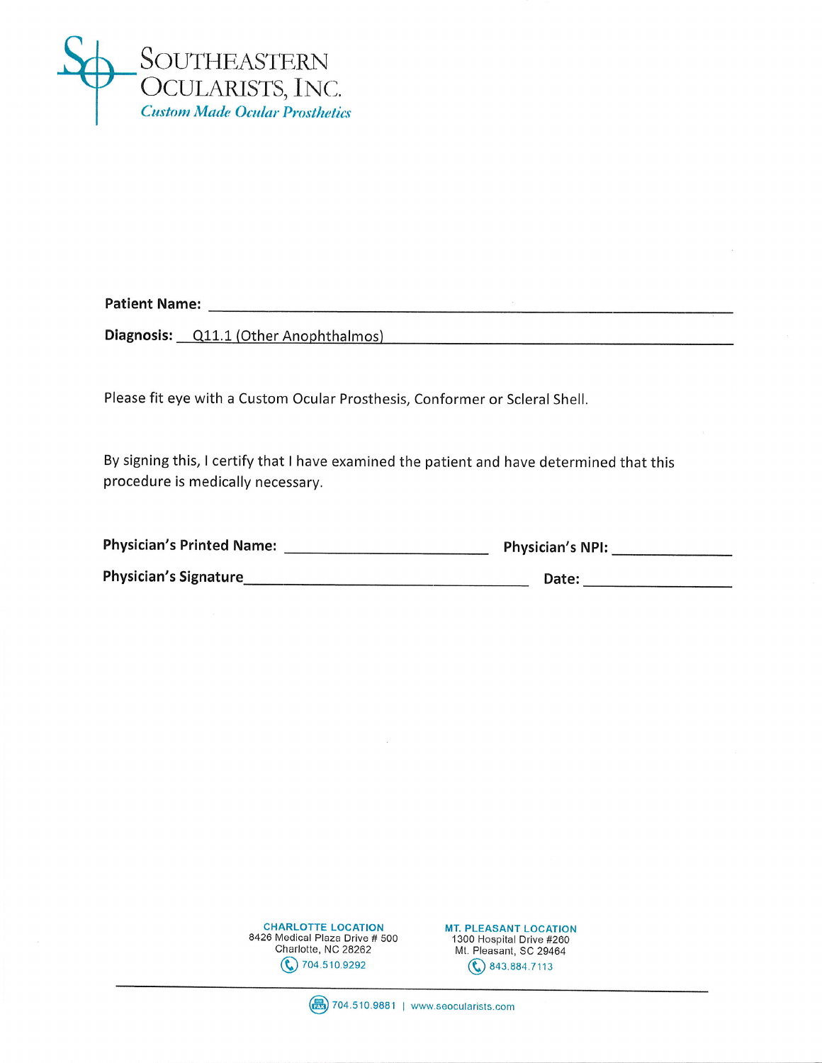# Southeastern Ocularists, Inc.

*Custom Made Ocular Prosthetics*

**Patient Name:** ______________________________________________

**Diagnosis:** Q11.1 (Other Anophthalmos)

Please fit eye with a Custom Ocular Prosthesis, Conformer or Scleral Shell.

By signing this, I certify that I have examined the patient and have determined that this procedure is medically necessary.

**Physician's Printed Name:** ______________________ **Physician's NPI:** ______________

**Physician's Signature** ______________________________ **Date:** ______________

**CHARLOTTE LOCATION**
8426 Medical Plaza Drive # 500
Charlotte, NC 28262
704.510.9292

**MT. PLEASANT LOCATION**
1300 Hospital Drive #260
Mt. Pleasant, SC 29464
843.884.7113

Fax: 704.510.9881 | www.seocularists.com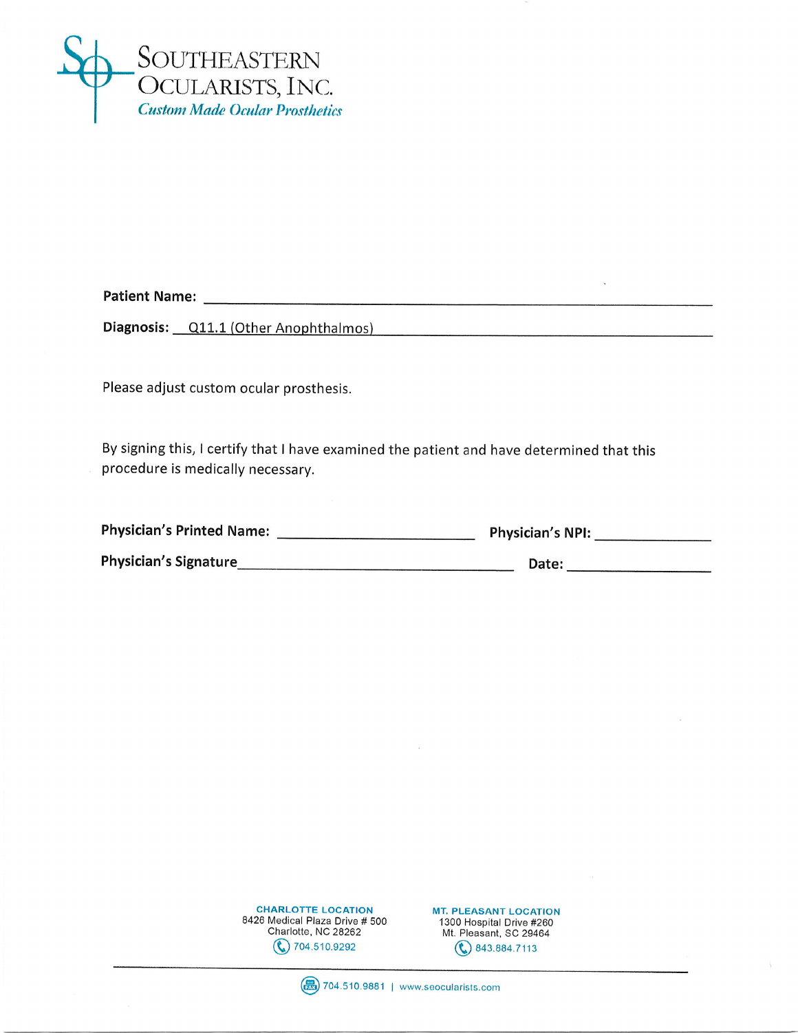# SOUTHEASTERN OCULARISTS, INC.

*Custom Made Ocular Prosthetics*

**Patient Name:** ______________________________________________

**Diagnosis:** Q11.1 (Other Anophthalmos)

Please adjust custom ocular prosthesis.

By signing this, I certify that I have examined the patient and have determined that this procedure is medically necessary.

**Physician's Printed Name:** ________________________ **Physician's NPI:** ______________

**Physician's Signature** ________________________________ **Date:** _________________

**CHARLOTTE LOCATION**
8426 Medical Plaza Drive # 500
Charlotte, NC 28262
704.510.9292

**MT. PLEASANT LOCATION**
1300 Hospital Drive #260
Mt. Pleasant, SC 29464
843.884.7113

FAX 704.510.9881 | www.seocularists.com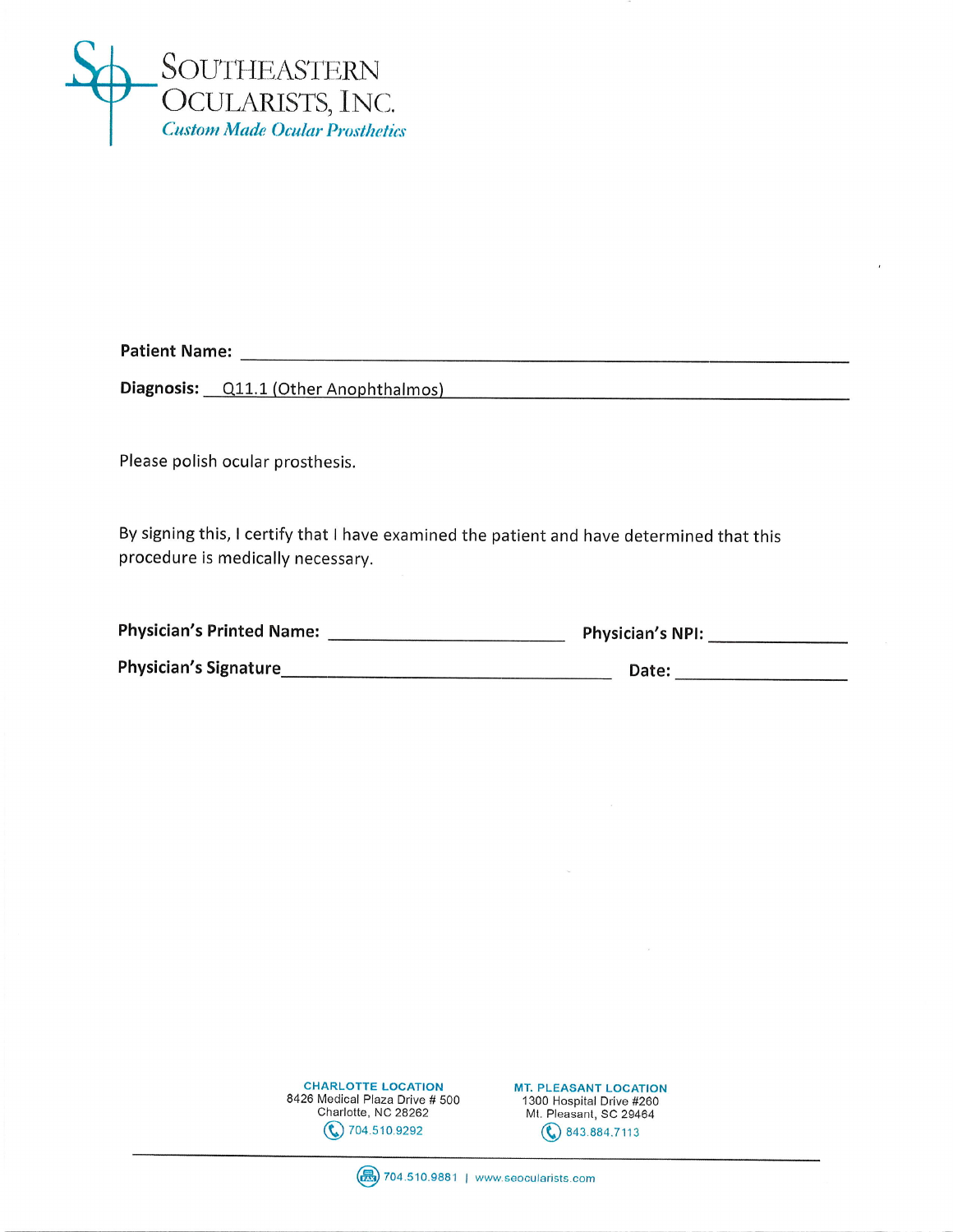# SOUTHEASTERN OCULARISTS, INC.

*Custom Made Ocular Prosthetics*

**Patient Name:** ____________________________________________

**Diagnosis:** Q11.1 (Other Anophthalmos)

Please polish ocular prosthesis.

By signing this, I certify that I have examined the patient and have determined that this procedure is medically necessary.

**Physician's Printed Name:** ______________________ **Physician's NPI:** ______________

**Physician's Signature** ______________________________ **Date:** ______________

**CHARLOTTE LOCATION**
8426 Medical Plaza Drive # 500
Charlotte, NC 28262
704.510.9292

**MT. PLEASANT LOCATION**
1300 Hospital Drive #260
Mt. Pleasant, SC 29464
843.884.7113

704.510.9881 | www.seocularists.com